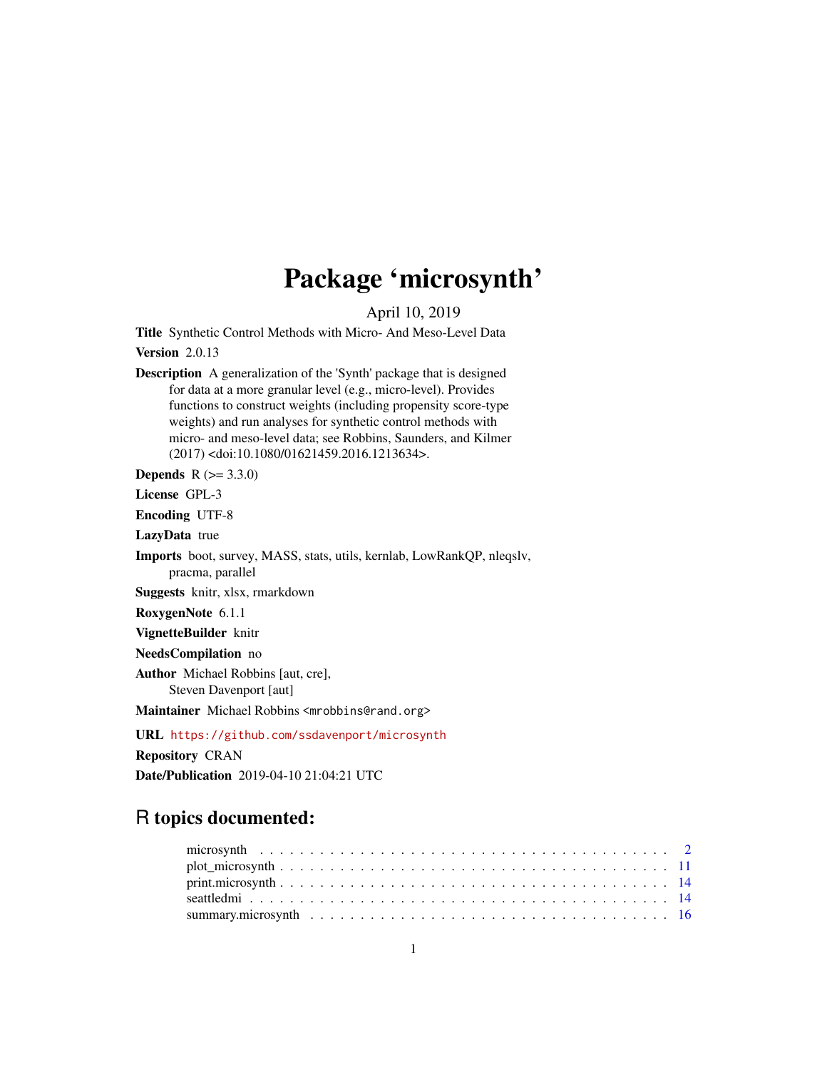# Package 'microsynth'

April 10, 2019

**Title** Synthetic Control Methods with Micro- And Meso-Level Data

**Version** 2.0.13

**Description** A generalization of the 'Synth' package that is designed for data at a more granular level (e.g., micro-level). Provides functions to construct weights (including propensity score-type weights) and run analyses for synthetic control methods with micro- and meso-level data; see Robbins, Saunders, and Kilmer (2017) <doi:10.1080/01621459.2016.1213634>.

**Depends** R (>= 3.3.0)

**License** GPL-3

**Encoding** UTF-8

**LazyData** true

**Imports** boot, survey, MASS, stats, utils, kernlab, LowRankQP, nleqslv, pracma, parallel

**Suggests** knitr, xlsx, rmarkdown

**RoxygenNote** 6.1.1

**VignetteBuilder** knitr

**NeedsCompilation** no

**Author** Michael Robbins [aut, cre], Steven Davenport [aut]

**Maintainer** Michael Robbins <mrobbins@rand.org>

**URL** https://github.com/ssdavenport/microsynth

**Repository** CRAN

**Date/Publication** 2019-04-10 21:04:21 UTC

## R topics documented:

- microsynth . . . . . 2
- plot_microsynth . . . . . 11
- print.microsynth . . . . . 14
- seattledmi . . . . . 14
- summary.microsynth . . . . . 16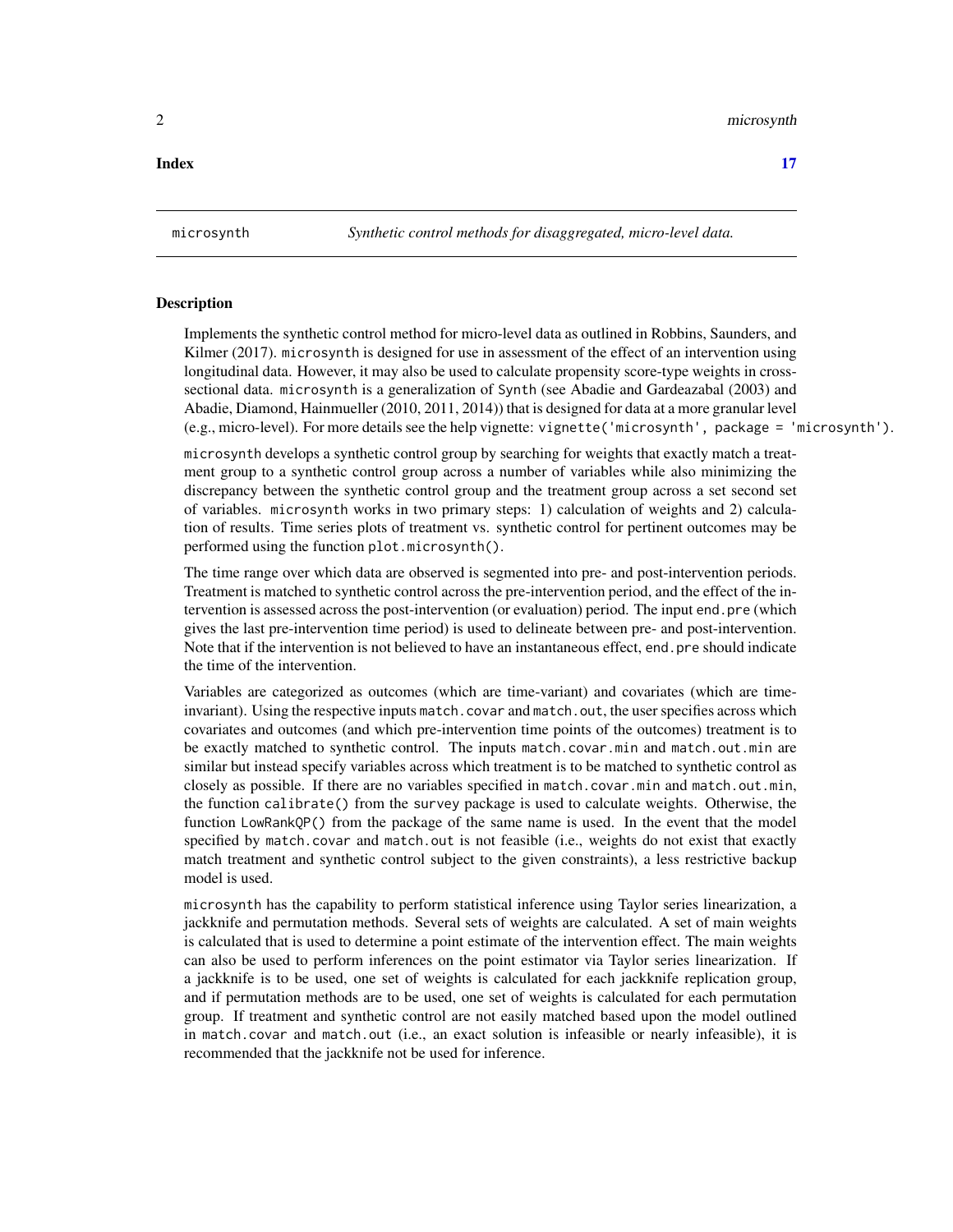**Index** **17**

microsynth *Synthetic control methods for disaggregated, micro-level data.*

## Description

Implements the synthetic control method for micro-level data as outlined in Robbins, Saunders, and Kilmer (2017). microsynth is designed for use in assessment of the effect of an intervention using longitudinal data. However, it may also be used to calculate propensity score-type weights in cross-sectional data. microsynth is a generalization of Synth (see Abadie and Gardeazabal (2003) and Abadie, Diamond, Hainmueller (2010, 2011, 2014)) that is designed for data at a more granular level (e.g., micro-level). For more details see the help vignette: `vignette('microsynth', package = 'microsynth')`.

microsynth develops a synthetic control group by searching for weights that exactly match a treatment group to a synthetic control group across a number of variables while also minimizing the discrepancy between the synthetic control group and the treatment group across a set second set of variables. microsynth works in two primary steps: 1) calculation of weights and 2) calculation of results. Time series plots of treatment vs. synthetic control for pertinent outcomes may be performed using the function `plot.microsynth()`.

The time range over which data are observed is segmented into pre- and post-intervention periods. Treatment is matched to synthetic control across the pre-intervention period, and the effect of the intervention is assessed across the post-intervention (or evaluation) period. The input `end.pre` (which gives the last pre-intervention time period) is used to delineate between pre- and post-intervention. Note that if the intervention is not believed to have an instantaneous effect, `end.pre` should indicate the time of the intervention.

Variables are categorized as outcomes (which are time-variant) and covariates (which are time-invariant). Using the respective inputs `match.covar` and `match.out`, the user specifies across which covariates and outcomes (and which pre-intervention time points of the outcomes) treatment is to be exactly matched to synthetic control. The inputs `match.covar.min` and `match.out.min` are similar but instead specify variables across which treatment is to be matched to synthetic control as closely as possible. If there are no variables specified in `match.covar.min` and `match.out.min`, the function `calibrate()` from the survey package is used to calculate weights. Otherwise, the function `LowRankQP()` from the package of the same name is used. In the event that the model specified by `match.covar` and `match.out` is not feasible (i.e., weights do not exist that exactly match treatment and synthetic control subject to the given constraints), a less restrictive backup model is used.

microsynth has the capability to perform statistical inference using Taylor series linearization, a jackknife and permutation methods. Several sets of weights are calculated. A set of main weights is calculated that is used to determine a point estimate of the intervention effect. The main weights can also be used to perform inferences on the point estimator via Taylor series linearization. If a jackknife is to be used, one set of weights is calculated for each jackknife replication group, and if permutation methods are to be used, one set of weights is calculated for each permutation group. If treatment and synthetic control are not easily matched based upon the model outlined in `match.covar` and `match.out` (i.e., an exact solution is infeasible or nearly infeasible), it is recommended that the jackknife not be used for inference.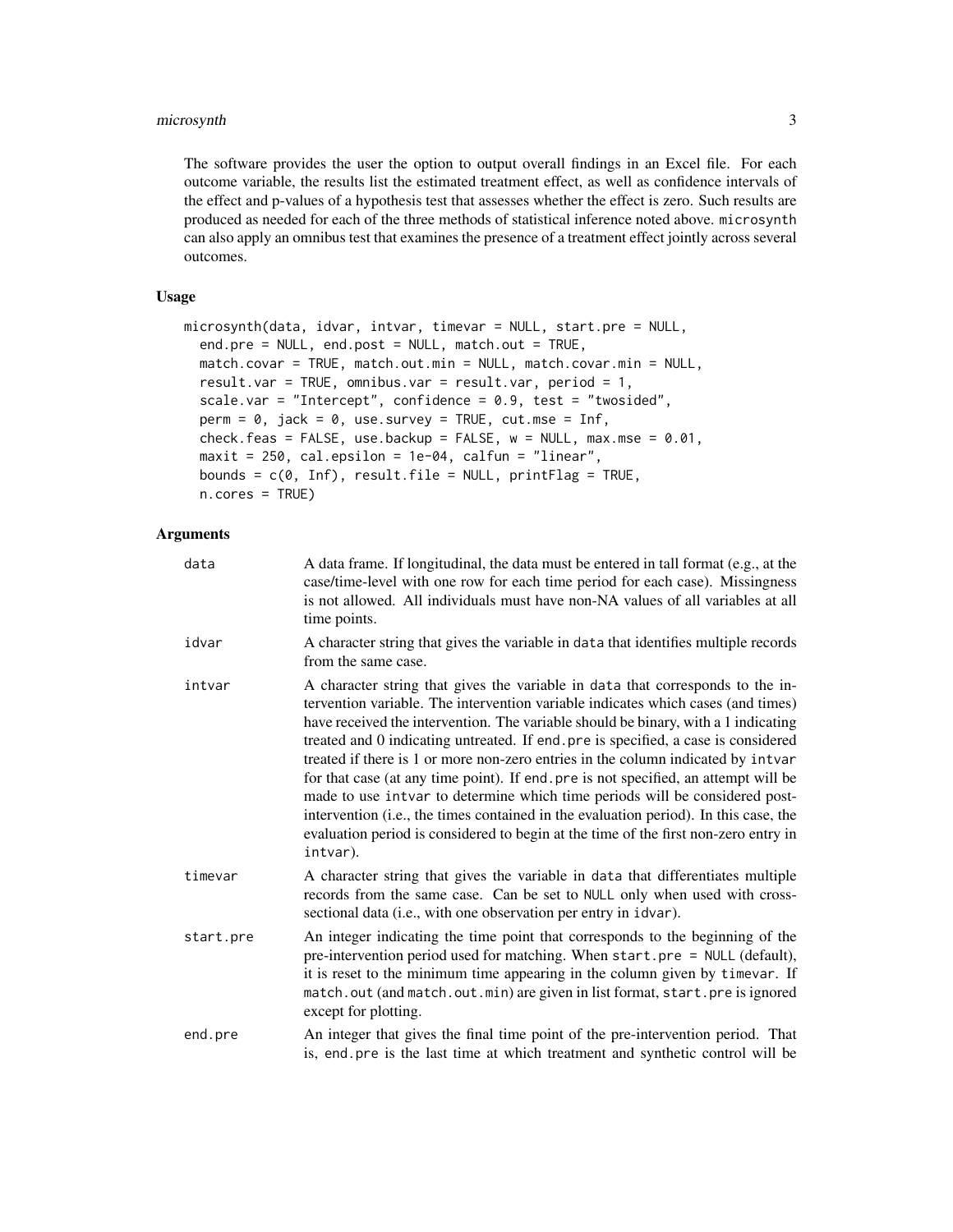The software provides the user the option to output overall findings in an Excel file. For each outcome variable, the results list the estimated treatment effect, as well as confidence intervals of the effect and p-values of a hypothesis test that assesses whether the effect is zero. Such results are produced as needed for each of the three methods of statistical inference noted above. microsynth can also apply an omnibus test that examines the presence of a treatment effect jointly across several outcomes.

## Usage

```
microsynth(data, idvar, intvar, timevar = NULL, start.pre = NULL,
  end.pre = NULL, end.post = NULL, match.out = TRUE,
  match.covar = TRUE, match.out.min = NULL, match.covar.min = NULL,
  result.var = TRUE, omnibus.var = result.var, period = 1,
  scale.var = "Intercept", confidence = 0.9, test = "twosided",
  perm = 0, jack = 0, use.survey = TRUE, cut.mse = Inf,
  check.feas = FALSE, use.backup = FALSE, w = NULL, max.mse = 0.01,
  maxit = 250, cal.epsilon = 1e-04, calfun = "linear",
  bounds = c(0, Inf), result.file = NULL, printFlag = TRUE,
  n.cores = TRUE)
```

## Arguments

| | |
|---|---|
| data | A data frame. If longitudinal, the data must be entered in tall format (e.g., at the case/time-level with one row for each time period for each case). Missingness is not allowed. All individuals must have non-NA values of all variables at all time points. |
| idvar | A character string that gives the variable in data that identifies multiple records from the same case. |
| intvar | A character string that gives the variable in data that corresponds to the intervention variable. The intervention variable indicates which cases (and times) have received the intervention. The variable should be binary, with a 1 indicating treated and 0 indicating untreated. If end.pre is specified, a case is considered treated if there is 1 or more non-zero entries in the column indicated by intvar for that case (at any time point). If end.pre is not specified, an attempt will be made to use intvar to determine which time periods will be considered post-intervention (i.e., the times contained in the evaluation period). In this case, the evaluation period is considered to begin at the time of the first non-zero entry in intvar). |
| timevar | A character string that gives the variable in data that differentiates multiple records from the same case. Can be set to NULL only when used with cross-sectional data (i.e., with one observation per entry in idvar). |
| start.pre | An integer indicating the time point that corresponds to the beginning of the pre-intervention period used for matching. When start.pre = NULL (default), it is reset to the minimum time appearing in the column given by timevar. If match.out (and match.out.min) are given in list format, start.pre is ignored except for plotting. |
| end.pre | An integer that gives the final time point of the pre-intervention period. That is, end.pre is the last time at which treatment and synthetic control will be |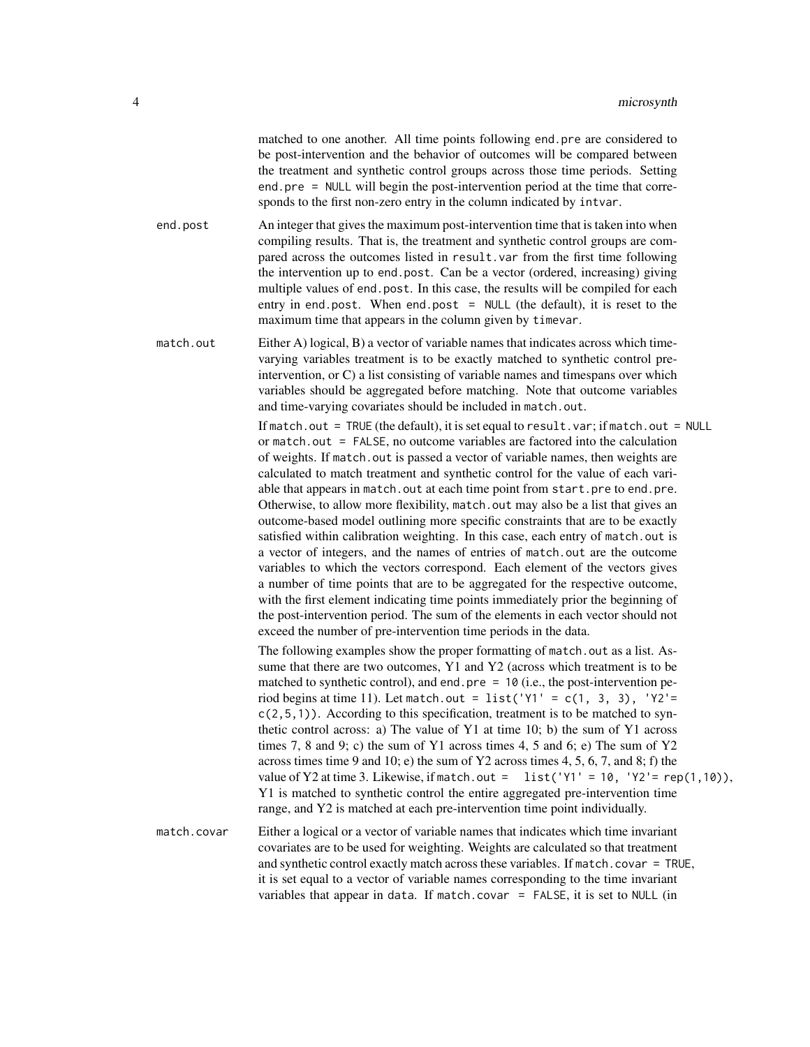matched to one another. All time points following `end.pre` are considered to be post-intervention and the behavior of outcomes will be compared between the treatment and synthetic control groups across those time periods. Setting `end.pre = NULL` will begin the post-intervention period at the time that corresponds to the first non-zero entry in the column indicated by `intvar`.

**end.post** An integer that gives the maximum post-intervention time that is taken into when compiling results. That is, the treatment and synthetic control groups are compared across the outcomes listed in `result.var` from the first time following the intervention up to `end.post`. Can be a vector (ordered, increasing) giving multiple values of `end.post`. In this case, the results will be compiled for each entry in `end.post`. When `end.post = NULL` (the default), it is reset to the maximum time that appears in the column given by `timevar`.

**match.out** Either A) logical, B) a vector of variable names that indicates across which time-varying variables treatment is to be exactly matched to synthetic control pre-intervention, or C) a list consisting of variable names and timespans over which variables should be aggregated before matching. Note that outcome variables and time-varying covariates should be included in `match.out`.

If `match.out = TRUE` (the default), it is set equal to `result.var`; if `match.out = NULL` or `match.out = FALSE`, no outcome variables are factored into the calculation of weights. If `match.out` is passed a vector of variable names, then weights are calculated to match treatment and synthetic control for the value of each variable that appears in `match.out` at each time point from `start.pre` to `end.pre`. Otherwise, to allow more flexibility, `match.out` may also be a list that gives an outcome-based model outlining more specific constraints that are to be exactly satisfied within calibration weighting. In this case, each entry of `match.out` is a vector of integers, and the names of entries of `match.out` are the outcome variables to which the vectors correspond. Each element of the vectors gives a number of time points that are to be aggregated for the respective outcome, with the first element indicating time points immediately prior the beginning of the post-intervention period. The sum of the elements in each vector should not exceed the number of pre-intervention time periods in the data.

The following examples show the proper formatting of `match.out` as a list. Assume that there are two outcomes, Y1 and Y2 (across which treatment is to be matched to synthetic control), and `end.pre = 10` (i.e., the post-intervention period begins at time 11). Let `match.out = list('Y1' = c(1, 3, 3), 'Y2'= c(2,5,1))`. According to this specification, treatment is to be matched to synthetic control across: a) The value of Y1 at time 10; b) the sum of Y1 across times 7, 8 and 9; c) the sum of Y1 across times 4, 5 and 6; e) The sum of Y2 across times time 9 and 10; e) the sum of Y2 across times 4, 5, 6, 7, and 8; f) the value of Y2 at time 3. Likewise, if `match.out = list('Y1' = 10, 'Y2'= rep(1,10))`, Y1 is matched to synthetic control the entire aggregated pre-intervention time range, and Y2 is matched at each pre-intervention time point individually.

**match.covar** Either a logical or a vector of variable names that indicates which time invariant covariates are to be used for weighting. Weights are calculated so that treatment and synthetic control exactly match across these variables. If `match.covar = TRUE`, it is set equal to a vector of variable names corresponding to the time invariant variables that appear in `data`. If `match.covar = FALSE`, it is set to `NULL` (in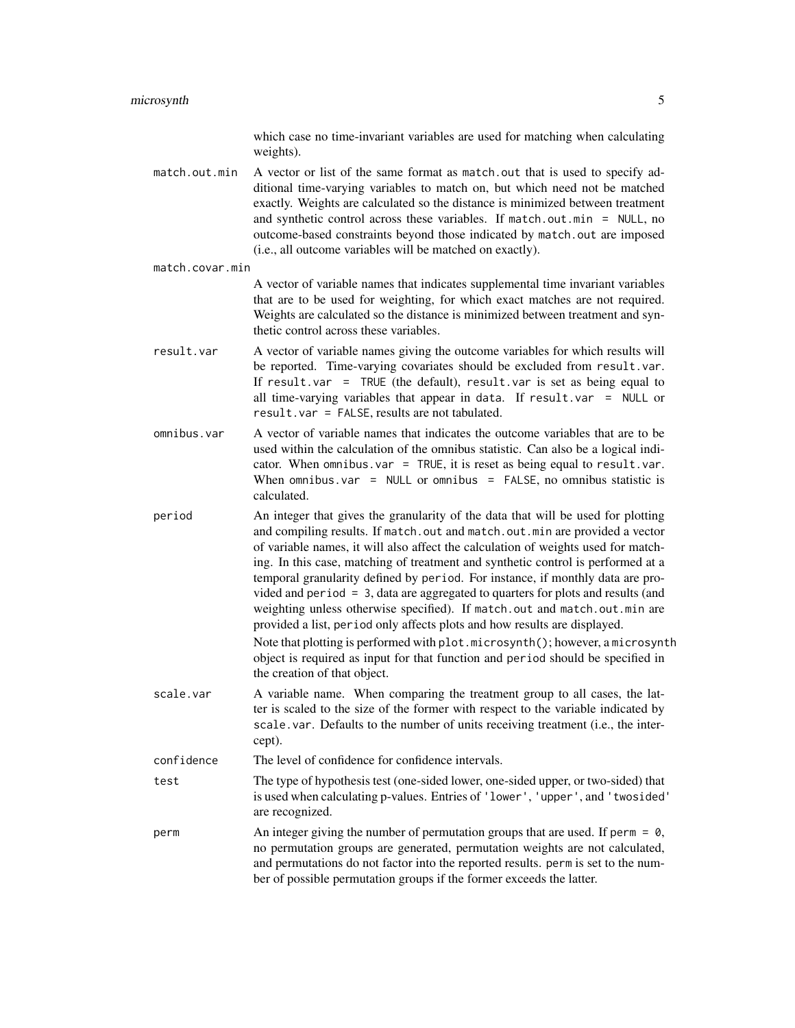which case no time-invariant variables are used for matching when calculating weights).

`match.out.min`
: A vector or list of the same format as `match.out` that is used to specify additional time-varying variables to match on, but which need not be matched exactly. Weights are calculated so the distance is minimized between treatment and synthetic control across these variables. If `match.out.min = NULL`, no outcome-based constraints beyond those indicated by `match.out` are imposed (i.e., all outcome variables will be matched on exactly).

`match.covar.min`
: A vector of variable names that indicates supplemental time invariant variables that are to be used for weighting, for which exact matches are not required. Weights are calculated so the distance is minimized between treatment and synthetic control across these variables.

`result.var`
: A vector of variable names giving the outcome variables for which results will be reported. Time-varying covariates should be excluded from `result.var`. If `result.var = TRUE` (the default), `result.var` is set as being equal to all time-varying variables that appear in `data`. If `result.var = NULL` or `result.var = FALSE`, results are not tabulated.

`omnibus.var`
: A vector of variable names that indicates the outcome variables that are to be used within the calculation of the omnibus statistic. Can also be a logical indicator. When `omnibus.var = TRUE`, it is reset as being equal to `result.var`. When `omnibus.var = NULL` or `omnibus = FALSE`, no omnibus statistic is calculated.

`period`
: An integer that gives the granularity of the data that will be used for plotting and compiling results. If `match.out` and `match.out.min` are provided a vector of variable names, it will also affect the calculation of weights used for matching. In this case, matching of treatment and synthetic control is performed at a temporal granularity defined by `period`. For instance, if monthly data are provided and `period = 3`, data are aggregated to quarters for plots and results (and weighting unless otherwise specified). If `match.out` and `match.out.min` are provided a list, `period` only affects plots and how results are displayed.
: Note that plotting is performed with `plot.microsynth()`; however, a `microsynth` object is required as input for that function and `period` should be specified in the creation of that object.

`scale.var`
: A variable name. When comparing the treatment group to all cases, the latter is scaled to the size of the former with respect to the variable indicated by `scale.var`. Defaults to the number of units receiving treatment (i.e., the intercept).

`confidence`
: The level of confidence for confidence intervals.

`test`
: The type of hypothesis test (one-sided lower, one-sided upper, or two-sided) that is used when calculating p-values. Entries of `'lower'`, `'upper'`, and `'twosided'` are recognized.

`perm`
: An integer giving the number of permutation groups that are used. If `perm = 0`, no permutation groups are generated, permutation weights are not calculated, and permutations do not factor into the reported results. `perm` is set to the number of possible permutation groups if the former exceeds the latter.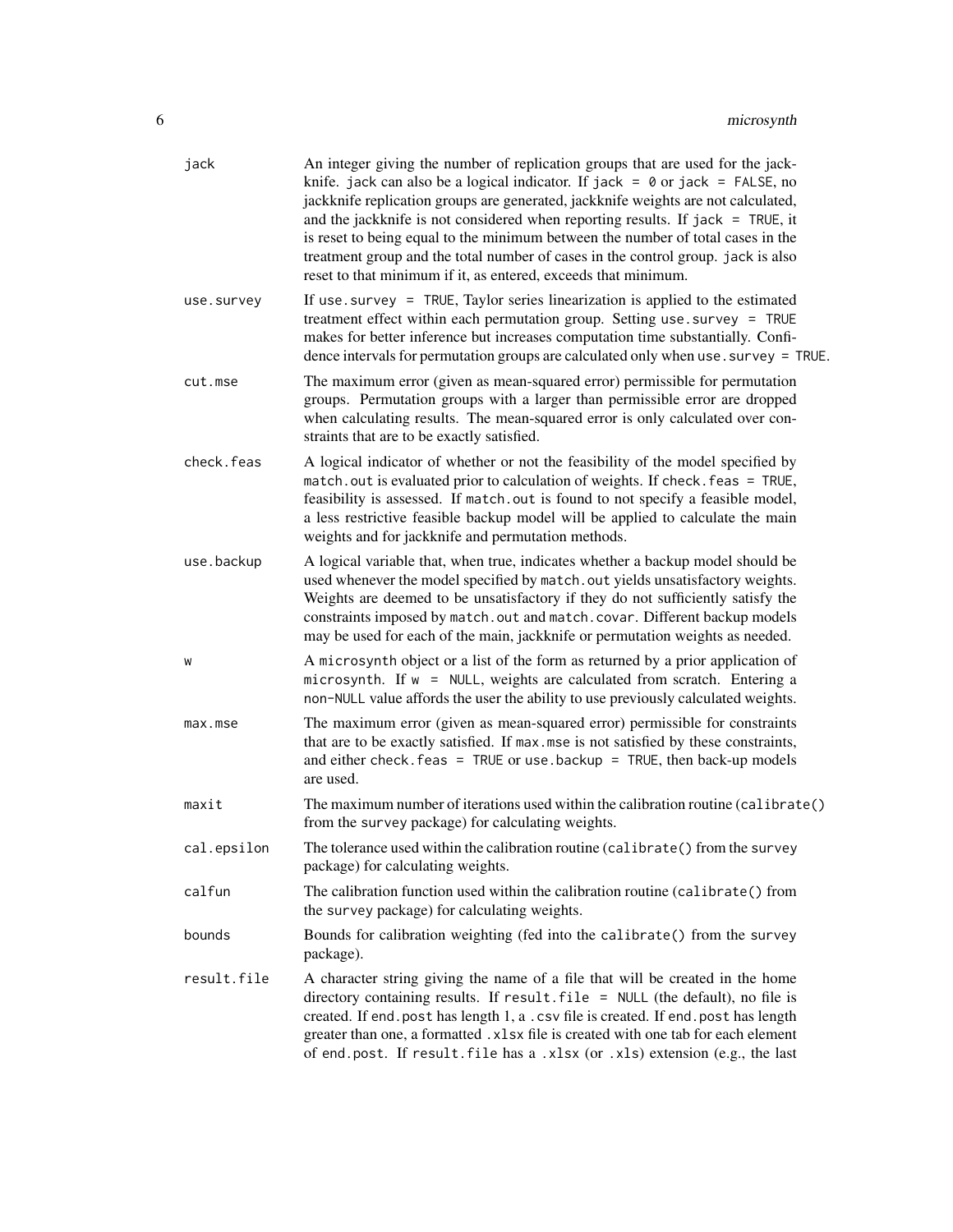| | |
|---|---|
| `jack` | An integer giving the number of replication groups that are used for the jackknife. `jack` can also be a logical indicator. If `jack = 0` or `jack = FALSE`, no jackknife replication groups are generated, jackknife weights are not calculated, and the jackknife is not considered when reporting results. If `jack = TRUE`, it is reset to being equal to the minimum between the number of total cases in the treatment group and the total number of cases in the control group. `jack` is also reset to that minimum if it, as entered, exceeds that minimum. |
| `use.survey` | If `use.survey = TRUE`, Taylor series linearization is applied to the estimated treatment effect within each permutation group. Setting `use.survey = TRUE` makes for better inference but increases computation time substantially. Confidence intervals for permutation groups are calculated only when `use.survey = TRUE`. |
| `cut.mse` | The maximum error (given as mean-squared error) permissible for permutation groups. Permutation groups with a larger than permissible error are dropped when calculating results. The mean-squared error is only calculated over constraints that are to be exactly satisfied. |
| `check.feas` | A logical indicator of whether or not the feasibility of the model specified by `match.out` is evaluated prior to calculation of weights. If `check.feas = TRUE`, feasibility is assessed. If `match.out` is found to not specify a feasible model, a less restrictive feasible backup model will be applied to calculate the main weights and for jackknife and permutation methods. |
| `use.backup` | A logical variable that, when true, indicates whether a backup model should be used whenever the model specified by `match.out` yields unsatisfactory weights. Weights are deemed to be unsatisfactory if they do not sufficiently satisfy the constraints imposed by `match.out` and `match.covar`. Different backup models may be used for each of the main, jackknife or permutation weights as needed. |
| `w` | A `microsynth` object or a list of the form as returned by a prior application of `microsynth`. If `w = NULL`, weights are calculated from scratch. Entering a non-`NULL` value affords the user the ability to use previously calculated weights. |
| `max.mse` | The maximum error (given as mean-squared error) permissible for constraints that are to be exactly satisfied. If `max.mse` is not satisfied by these constraints, and either `check.feas = TRUE` or `use.backup = TRUE`, then back-up models are used. |
| `maxit` | The maximum number of iterations used within the calibration routine (`calibrate()` from the `survey` package) for calculating weights. |
| `cal.epsilon` | The tolerance used within the calibration routine (`calibrate()` from the `survey` package) for calculating weights. |
| `calfun` | The calibration function used within the calibration routine (`calibrate()` from the `survey` package) for calculating weights. |
| `bounds` | Bounds for calibration weighting (fed into the `calibrate()` from the `survey` package). |
| `result.file` | A character string giving the name of a file that will be created in the home directory containing results. If `result.file = NULL` (the default), no file is created. If `end.post` has length 1, a `.csv` file is created. If `end.post` has length greater than one, a formatted `.xlsx` file is created with one tab for each element of `end.post`. If `result.file` has a `.xlsx` (or `.xls`) extension (e.g., the last |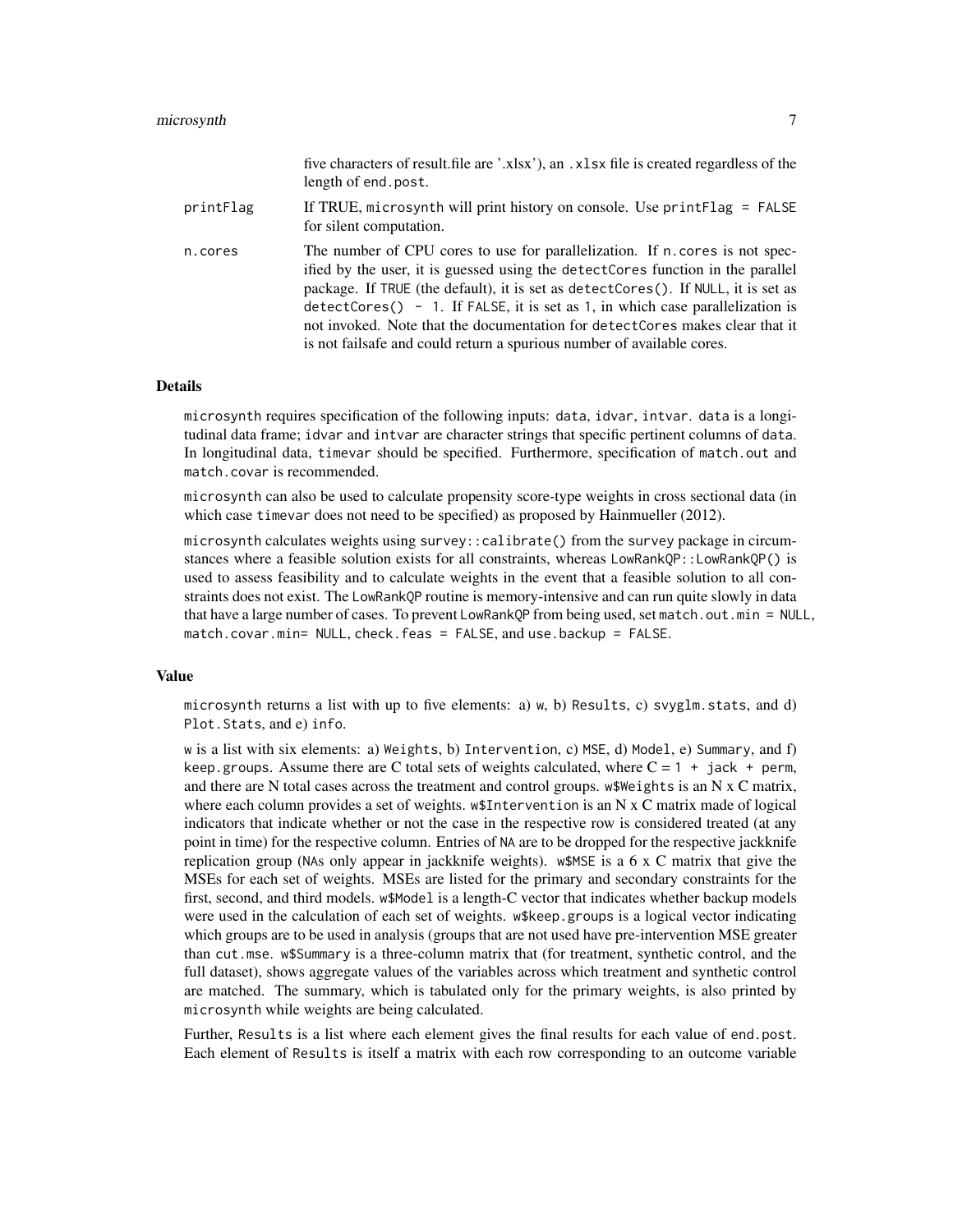five characters of result.file are '.xlsx'), an `.xlsx` file is created regardless of the length of `end.post`.

**printFlag** If TRUE, `microsynth` will print history on console. Use `printFlag = FALSE` for silent computation.

**n.cores** The number of CPU cores to use for parallelization. If `n.cores` is not specified by the user, it is guessed using the `detectCores` function in the parallel package. If `TRUE` (the default), it is set as `detectCores()`. If `NULL`, it is set as `detectCores() - 1`. If `FALSE`, it is set as `1`, in which case parallelization is not invoked. Note that the documentation for `detectCores` makes clear that it is not failsafe and could return a spurious number of available cores.

## Details

`microsynth` requires specification of the following inputs: `data`, `idvar`, `intvar`. `data` is a longitudinal data frame; `idvar` and `intvar` are character strings that specific pertinent columns of `data`. In longitudinal data, `timevar` should be specified. Furthermore, specification of `match.out` and `match.covar` is recommended.

`microsynth` can also be used to calculate propensity score-type weights in cross sectional data (in which case `timevar` does not need to be specified) as proposed by Hainmueller (2012).

`microsynth` calculates weights using `survey::calibrate()` from the `survey` package in circumstances where a feasible solution exists for all constraints, whereas `LowRankQP::LowRankQP()` is used to assess feasibility and to calculate weights in the event that a feasible solution to all constraints does not exist. The `LowRankQP` routine is memory-intensive and can run quite slowly in data that have a large number of cases. To prevent `LowRankQP` from being used, set `match.out.min = NULL`, `match.covar.min= NULL`, `check.feas = FALSE`, and `use.backup = FALSE`.

## Value

`microsynth` returns a list with up to five elements: a) `w`, b) `Results`, c) `svyglm.stats`, and d) `Plot.Stats`, and e) `info`.

`w` is a list with six elements: a) `Weights`, b) `Intervention`, c) `MSE`, d) `Model`, e) `Summary`, and f) `keep.groups`. Assume there are C total sets of weights calculated, where C = `1 + jack + perm`, and there are N total cases across the treatment and control groups. `w$Weights` is an N x C matrix, where each column provides a set of weights. `w$Intervention` is an N x C matrix made of logical indicators that indicate whether or not the case in the respective row is considered treated (at any point in time) for the respective column. Entries of `NA` are to be dropped for the respective jackknife replication group (`NA`s only appear in jackknife weights). `w$MSE` is a 6 x C matrix that give the MSEs for each set of weights. MSEs are listed for the primary and secondary constraints for the first, second, and third models. `w$Model` is a length-C vector that indicates whether backup models were used in the calculation of each set of weights. `w$keep.groups` is a logical vector indicating which groups are to be used in analysis (groups that are not used have pre-intervention MSE greater than `cut.mse`. `w$Summary` is a three-column matrix that (for treatment, synthetic control, and the full dataset), shows aggregate values of the variables across which treatment and synthetic control are matched. The summary, which is tabulated only for the primary weights, is also printed by `microsynth` while weights are being calculated.

Further, `Results` is a list where each element gives the final results for each value of `end.post`. Each element of `Results` is itself a matrix with each row corresponding to an outcome variable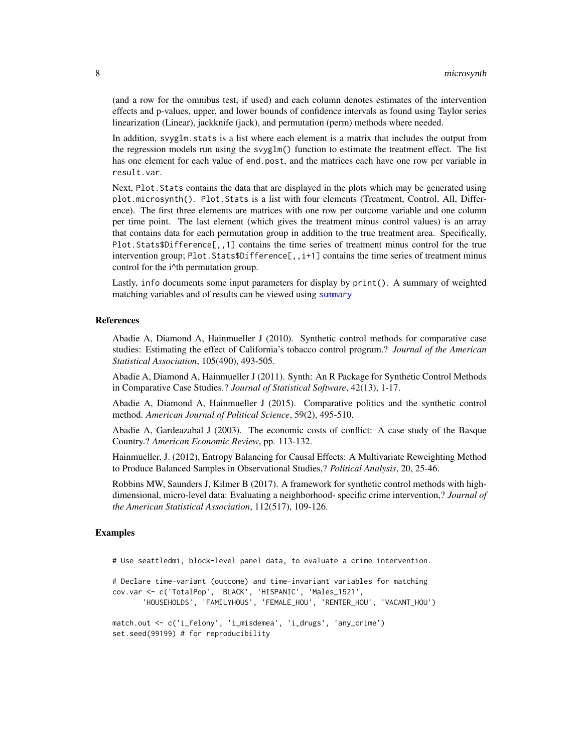(and a row for the omnibus test, if used) and each column denotes estimates of the intervention effects and p-values, upper, and lower bounds of confidence intervals as found using Taylor series linearization (Linear), jackknife (jack), and permutation (perm) methods where needed.

In addition, `svyglm.stats` is a list where each element is a matrix that includes the output from the regression models run using the `svyglm()` function to estimate the treatment effect. The list has one element for each value of `end.post`, and the matrices each have one row per variable in `result.var`.

Next, `Plot.Stats` contains the data that are displayed in the plots which may be generated using `plot.microsynth()`. `Plot.Stats` is a list with four elements (Treatment, Control, All, Difference). The first three elements are matrices with one row per outcome variable and one column per time point. The last element (which gives the treatment minus control values) is an array that contains data for each permutation group in addition to the true treatment area. Specifically, `Plot.Stats$Difference[,,1]` contains the time series of treatment minus control for the true intervention group; `Plot.Stats$Difference[,,i+1]` contains the time series of treatment minus control for the i^th permutation group.

Lastly, `info` documents some input parameters for display by `print()`. A summary of weighted matching variables and of results can be viewed using `summary`

### References

Abadie A, Diamond A, Hainmueller J (2010). Synthetic control methods for comparative case studies: Estimating the effect of California's tobacco control program.? *Journal of the American Statistical Association*, 105(490), 493-505.

Abadie A, Diamond A, Hainmueller J (2011). Synth: An R Package for Synthetic Control Methods in Comparative Case Studies.? *Journal of Statistical Software*, 42(13), 1-17.

Abadie A, Diamond A, Hainmueller J (2015). Comparative politics and the synthetic control method. *American Journal of Political Science*, 59(2), 495-510.

Abadie A, Gardeazabal J (2003). The economic costs of conflict: A case study of the Basque Country.? *American Economic Review*, pp. 113-132.

Hainmueller, J. (2012), Entropy Balancing for Causal Effects: A Multivariate Reweighting Method to Produce Balanced Samples in Observational Studies,? *Political Analysis*, 20, 25-46.

Robbins MW, Saunders J, Kilmer B (2017). A framework for synthetic control methods with high-dimensional, micro-level data: Evaluating a neighborhood- specific crime intervention,? *Journal of the American Statistical Association*, 112(517), 109-126.

### Examples

```
# Use seattledmi, block-level panel data, to evaluate a crime intervention.

# Declare time-variant (outcome) and time-invariant variables for matching
cov.var <- c('TotalPop', 'BLACK', 'HISPANIC', 'Males_1521',
       'HOUSEHOLDS', 'FAMILYHOUS', 'FEMALE_HOU', 'RENTER_HOU', 'VACANT_HOU')

match.out <- c('i_felony', 'i_misdemea', 'i_drugs', 'any_crime')
set.seed(99199) # for reproducibility
```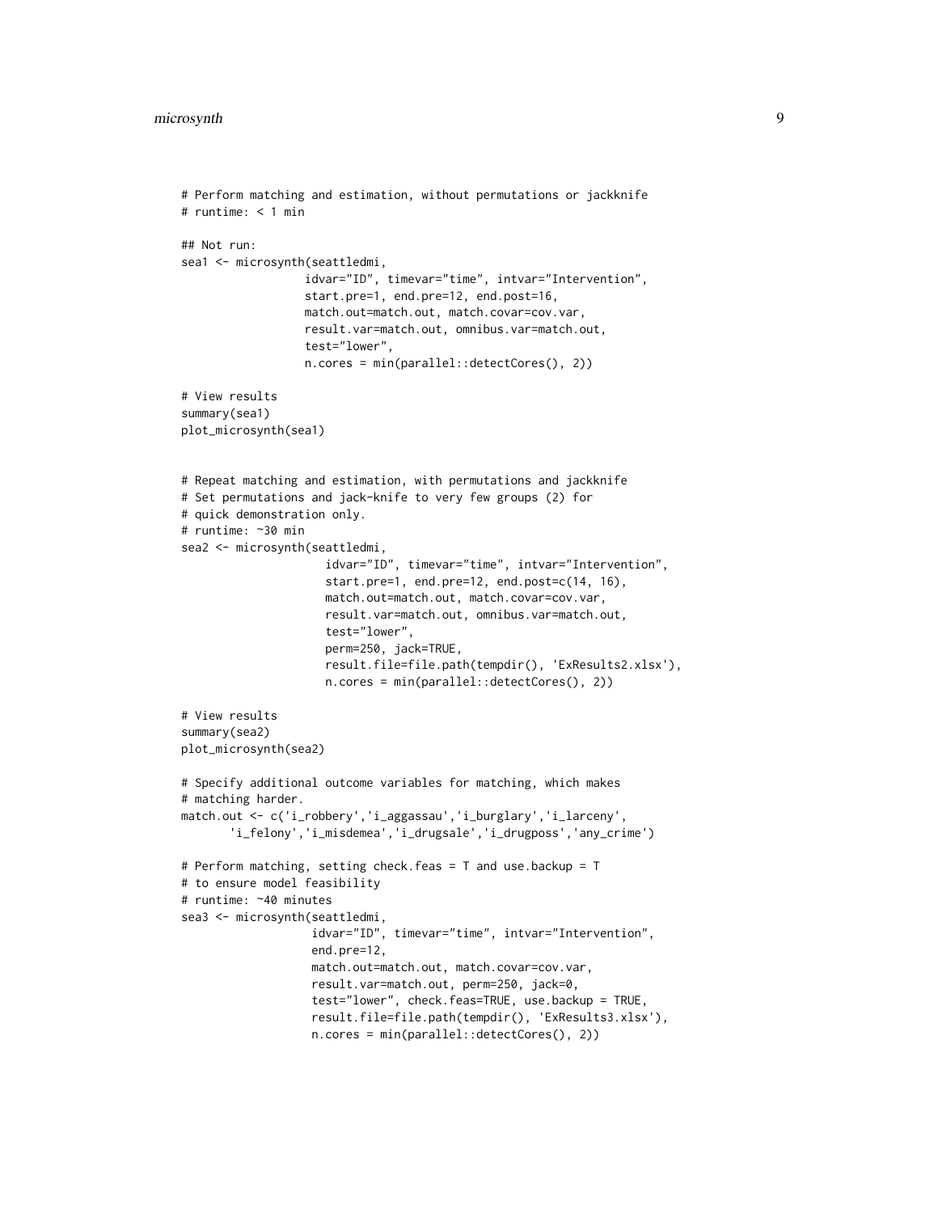```
# Perform matching and estimation, without permutations or jackknife
# runtime: < 1 min

## Not run:
sea1 <- microsynth(seattledmi,
                   idvar="ID", timevar="time", intvar="Intervention",
                   start.pre=1, end.pre=12, end.post=16,
                   match.out=match.out, match.covar=cov.var,
                   result.var=match.out, omnibus.var=match.out,
                   test="lower",
                   n.cores = min(parallel::detectCores(), 2))

# View results
summary(sea1)
plot_microsynth(sea1)


# Repeat matching and estimation, with permutations and jackknife
# Set permutations and jack-knife to very few groups (2) for
# quick demonstration only.
# runtime: ~30 min
sea2 <- microsynth(seattledmi,
                      idvar="ID", timevar="time", intvar="Intervention",
                      start.pre=1, end.pre=12, end.post=c(14, 16),
                      match.out=match.out, match.covar=cov.var,
                      result.var=match.out, omnibus.var=match.out,
                      test="lower",
                      perm=250, jack=TRUE,
                      result.file=file.path(tempdir(), 'ExResults2.xlsx'),
                      n.cores = min(parallel::detectCores(), 2))

# View results
summary(sea2)
plot_microsynth(sea2)

# Specify additional outcome variables for matching, which makes
# matching harder.
match.out <- c('i_robbery','i_aggassau','i_burglary','i_larceny',
       'i_felony','i_misdemea','i_drugsale','i_drugposs','any_crime')

# Perform matching, setting check.feas = T and use.backup = T
# to ensure model feasibility
# runtime: ~40 minutes
sea3 <- microsynth(seattledmi,
                    idvar="ID", timevar="time", intvar="Intervention",
                    end.pre=12,
                    match.out=match.out, match.covar=cov.var,
                    result.var=match.out, perm=250, jack=0,
                    test="lower", check.feas=TRUE, use.backup = TRUE,
                    result.file=file.path(tempdir(), 'ExResults3.xlsx'),
                    n.cores = min(parallel::detectCores(), 2))
```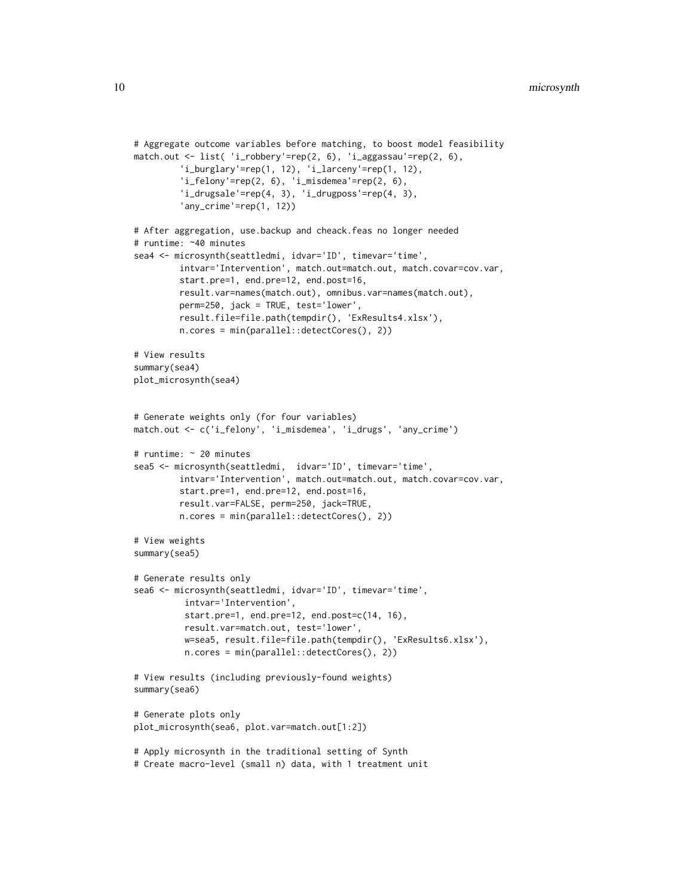```
# Aggregate outcome variables before matching, to boost model feasibility
match.out <- list( 'i_robbery'=rep(2, 6), 'i_aggassau'=rep(2, 6),
         'i_burglary'=rep(1, 12), 'i_larceny'=rep(1, 12),
         'i_felony'=rep(2, 6), 'i_misdemea'=rep(2, 6),
         'i_drugsale'=rep(4, 3), 'i_drugposs'=rep(4, 3),
         'any_crime'=rep(1, 12))

# After aggregation, use.backup and cheack.feas no longer needed
# runtime: ~40 minutes
sea4 <- microsynth(seattledmi, idvar='ID', timevar='time',
         intvar='Intervention', match.out=match.out, match.covar=cov.var,
         start.pre=1, end.pre=12, end.post=16,
         result.var=names(match.out), omnibus.var=names(match.out),
         perm=250, jack = TRUE, test='lower',
         result.file=file.path(tempdir(), 'ExResults4.xlsx'),
         n.cores = min(parallel::detectCores(), 2))

# View results
summary(sea4)
plot_microsynth(sea4)


# Generate weights only (for four variables)
match.out <- c('i_felony', 'i_misdemea', 'i_drugs', 'any_crime')

# runtime: ~ 20 minutes
sea5 <- microsynth(seattledmi,  idvar='ID', timevar='time',
         intvar='Intervention', match.out=match.out, match.covar=cov.var,
         start.pre=1, end.pre=12, end.post=16,
         result.var=FALSE, perm=250, jack=TRUE,
         n.cores = min(parallel::detectCores(), 2))

# View weights
summary(sea5)

# Generate results only
sea6 <- microsynth(seattledmi, idvar='ID', timevar='time',
          intvar='Intervention',
          start.pre=1, end.pre=12, end.post=c(14, 16),
          result.var=match.out, test='lower',
          w=sea5, result.file=file.path(tempdir(), 'ExResults6.xlsx'),
          n.cores = min(parallel::detectCores(), 2))

# View results (including previously-found weights)
summary(sea6)

# Generate plots only
plot_microsynth(sea6, plot.var=match.out[1:2])

# Apply microsynth in the traditional setting of Synth
# Create macro-level (small n) data, with 1 treatment unit
```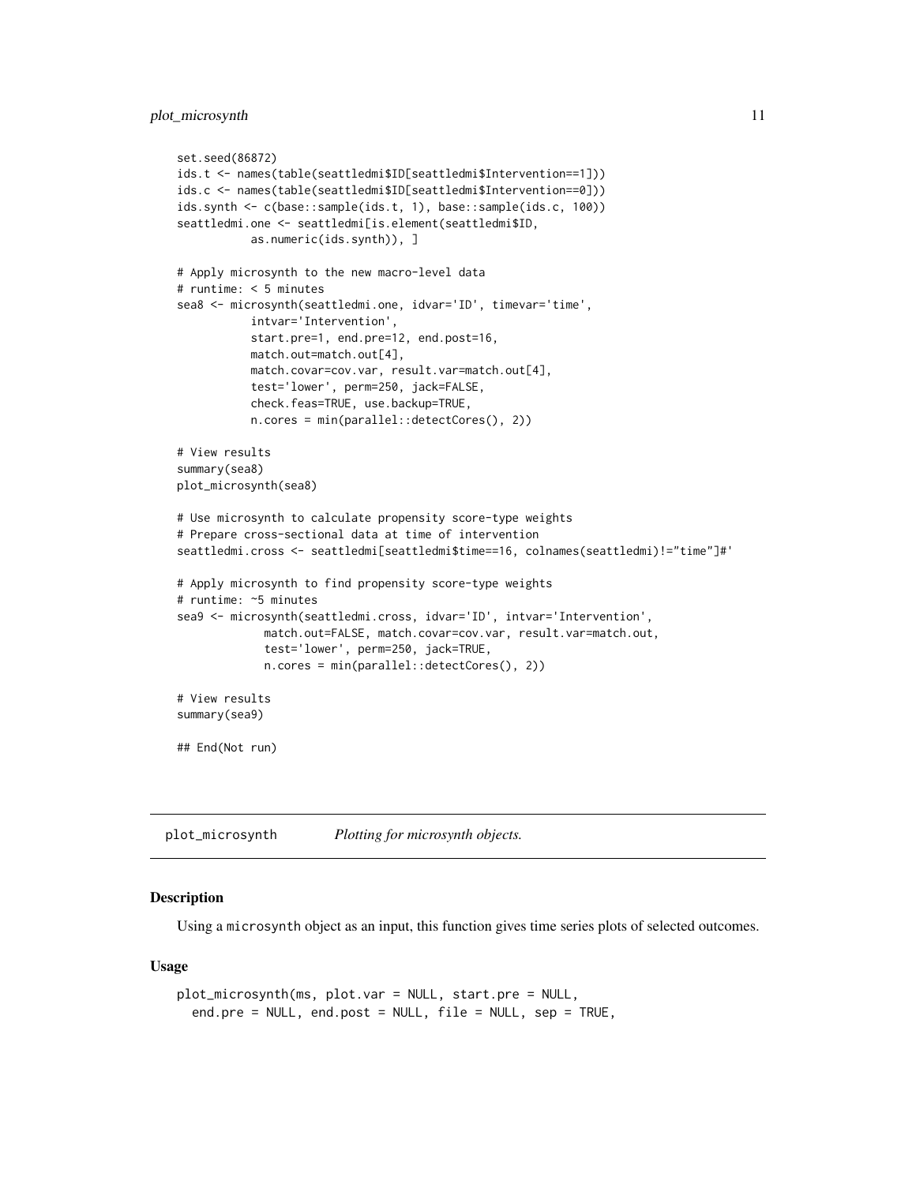```
set.seed(86872)
ids.t <- names(table(seattledmi$ID[seattledmi$Intervention==1]))
ids.c <- names(table(seattledmi$ID[seattledmi$Intervention==0]))
ids.synth <- c(base::sample(ids.t, 1), base::sample(ids.c, 100))
seattledmi.one <- seattledmi[is.element(seattledmi$ID,
           as.numeric(ids.synth)), ]

# Apply microsynth to the new macro-level data
# runtime: < 5 minutes
sea8 <- microsynth(seattledmi.one, idvar='ID', timevar='time',
           intvar='Intervention',
           start.pre=1, end.pre=12, end.post=16,
           match.out=match.out[4],
           match.covar=cov.var, result.var=match.out[4],
           test='lower', perm=250, jack=FALSE,
           check.feas=TRUE, use.backup=TRUE,
           n.cores = min(parallel::detectCores(), 2))

# View results
summary(sea8)
plot_microsynth(sea8)

# Use microsynth to calculate propensity score-type weights
# Prepare cross-sectional data at time of intervention
seattledmi.cross <- seattledmi[seattledmi$time==16, colnames(seattledmi)!="time"]#'

# Apply microsynth to find propensity score-type weights
# runtime: ~5 minutes
sea9 <- microsynth(seattledmi.cross, idvar='ID', intvar='Intervention',
             match.out=FALSE, match.covar=cov.var, result.var=match.out,
             test='lower', perm=250, jack=TRUE,
             n.cores = min(parallel::detectCores(), 2))

# View results
summary(sea9)

## End(Not run)
```

## plot_microsynth *Plotting for microsynth objects.*

### Description

Using a microsynth object as an input, this function gives time series plots of selected outcomes.

### Usage

```
plot_microsynth(ms, plot.var = NULL, start.pre = NULL,
  end.pre = NULL, end.post = NULL, file = NULL, sep = TRUE,
```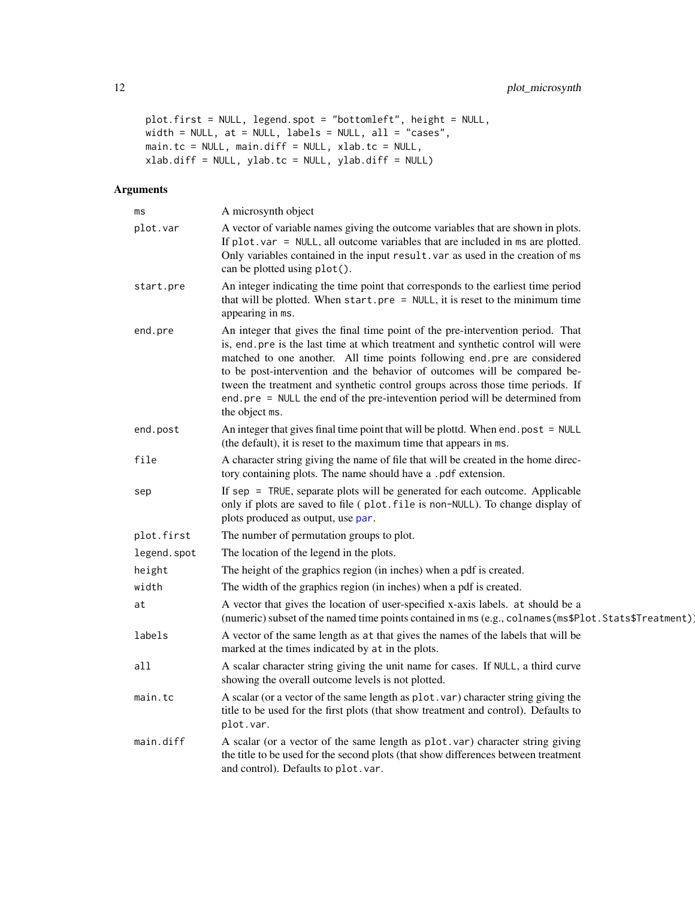```
plot.first = NULL, legend.spot = "bottomleft", height = NULL,
width = NULL, at = NULL, labels = NULL, all = "cases",
main.tc = NULL, main.diff = NULL, xlab.tc = NULL,
xlab.diff = NULL, ylab.tc = NULL, ylab.diff = NULL)
```

## Arguments

| | |
|---|---|
| `ms` | A microsynth object |
| `plot.var` | A vector of variable names giving the outcome variables that are shown in plots. If `plot.var = NULL`, all outcome variables that are included in `ms` are plotted. Only variables contained in the input `result.var` as used in the creation of `ms` can be plotted using `plot()`. |
| `start.pre` | An integer indicating the time point that corresponds to the earliest time period that will be plotted. When `start.pre = NULL`, it is reset to the minimum time appearing in `ms`. |
| `end.pre` | An integer that gives the final time point of the pre-intervention period. That is, `end.pre` is the last time at which treatment and synthetic control will were matched to one another. All time points following `end.pre` are considered to be post-intervention and the behavior of outcomes will be compared between the treatment and synthetic control groups across those time periods. If `end.pre = NULL` the end of the pre-intevention period will be determined from the object `ms`. |
| `end.post` | An integer that gives final time point that will be plottd. When `end.post = NULL` (the default), it is reset to the maximum time that appears in `ms`. |
| `file` | A character string giving the name of file that will be created in the home directory containing plots. The name should have a `.pdf` extension. |
| `sep` | If `sep = TRUE`, separate plots will be generated for each outcome. Applicable only if plots are saved to file ( `plot.file` is non-NULL). To change display of plots produced as output, use `par`. |
| `plot.first` | The number of permutation groups to plot. |
| `legend.spot` | The location of the legend in the plots. |
| `height` | The height of the graphics region (in inches) when a pdf is created. |
| `width` | The width of the graphics region (in inches) when a pdf is created. |
| `at` | A vector that gives the location of user-specified x-axis labels. `at` should be a (numeric) subset of the named time points contained in `ms` (e.g., `colnames(ms$Plot.Stats$Treatment)`). |
| `labels` | A vector of the same length as `at` that gives the names of the labels that will be marked at the times indicated by `at` in the plots. |
| `all` | A scalar character string giving the unit name for cases. If NULL, a third curve showing the overall outcome levels is not plotted. |
| `main.tc` | A scalar (or a vector of the same length as `plot.var`) character string giving the title to be used for the first plots (that show treatment and control). Defaults to `plot.var`. |
| `main.diff` | A scalar (or a vector of the same length as `plot.var`) character string giving the title to be used for the second plots (that show differences between treatment and control). Defaults to `plot.var`. |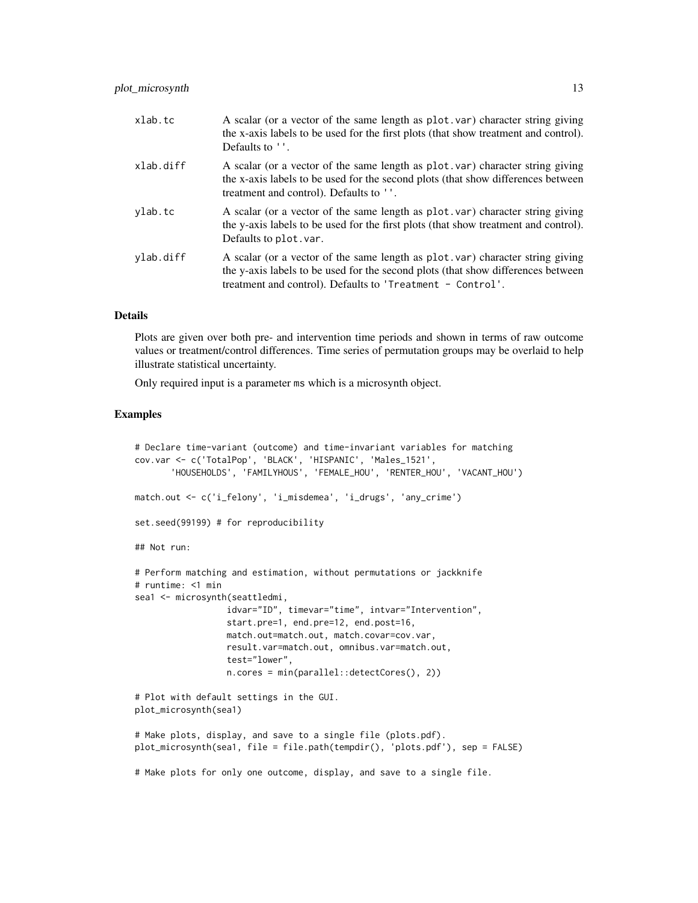`xlab.tc` A scalar (or a vector of the same length as `plot.var`) character string giving the x-axis labels to be used for the first plots (that show treatment and control). Defaults to `''`.

`xlab.diff` A scalar (or a vector of the same length as `plot.var`) character string giving the x-axis labels to be used for the second plots (that show differences between treatment and control). Defaults to `''`.

`ylab.tc` A scalar (or a vector of the same length as `plot.var`) character string giving the y-axis labels to be used for the first plots (that show treatment and control). Defaults to `plot.var`.

`ylab.diff` A scalar (or a vector of the same length as `plot.var`) character string giving the y-axis labels to be used for the second plots (that show differences between treatment and control). Defaults to `'Treatment - Control'`.

## Details

Plots are given over both pre- and intervention time periods and shown in terms of raw outcome values or treatment/control differences. Time series of permutation groups may be overlaid to help illustrate statistical uncertainty.

Only required input is a parameter `ms` which is a microsynth object.

## Examples

```
# Declare time-variant (outcome) and time-invariant variables for matching
cov.var <- c('TotalPop', 'BLACK', 'HISPANIC', 'Males_1521',
       'HOUSEHOLDS', 'FAMILYHOUS', 'FEMALE_HOU', 'RENTER_HOU', 'VACANT_HOU')

match.out <- c('i_felony', 'i_misdemea', 'i_drugs', 'any_crime')

set.seed(99199) # for reproducibility

## Not run:

# Perform matching and estimation, without permutations or jackknife
# runtime: <1 min
sea1 <- microsynth(seattledmi,
                  idvar="ID", timevar="time", intvar="Intervention",
                  start.pre=1, end.pre=12, end.post=16,
                  match.out=match.out, match.covar=cov.var,
                  result.var=match.out, omnibus.var=match.out,
                  test="lower",
                  n.cores = min(parallel::detectCores(), 2))

# Plot with default settings in the GUI.
plot_microsynth(sea1)

# Make plots, display, and save to a single file (plots.pdf).
plot_microsynth(sea1, file = file.path(tempdir(), 'plots.pdf'), sep = FALSE)

# Make plots for only one outcome, display, and save to a single file.
```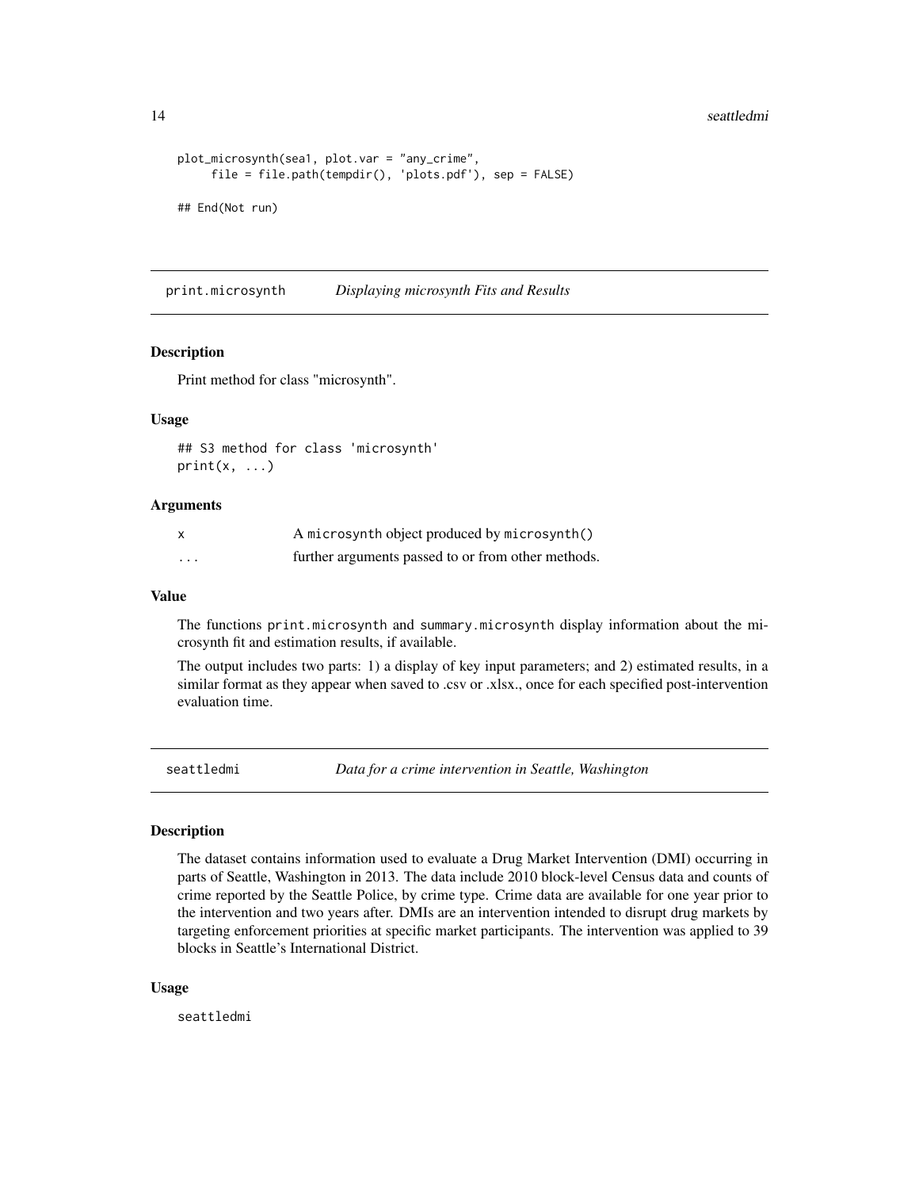```
plot_microsynth(sea1, plot.var = "any_crime",
     file = file.path(tempdir(), 'plots.pdf'), sep = FALSE)

## End(Not run)
```

## print.microsynth — *Displaying microsynth Fits and Results*

### Description

Print method for class "microsynth".

### Usage

```
## S3 method for class 'microsynth'
print(x, ...)
```

### Arguments

| | |
|---|---|
| x | A microsynth object produced by microsynth() |
| ... | further arguments passed to or from other methods. |

### Value

The functions print.microsynth and summary.microsynth display information about the microsynth fit and estimation results, if available.

The output includes two parts: 1) a display of key input parameters; and 2) estimated results, in a similar format as they appear when saved to .csv or .xlsx., once for each specified post-intervention evaluation time.

## seattledmi — *Data for a crime intervention in Seattle, Washington*

### Description

The dataset contains information used to evaluate a Drug Market Intervention (DMI) occurring in parts of Seattle, Washington in 2013. The data include 2010 block-level Census data and counts of crime reported by the Seattle Police, by crime type. Crime data are available for one year prior to the intervention and two years after. DMIs are an intervention intended to disrupt drug markets by targeting enforcement priorities at specific market participants. The intervention was applied to 39 blocks in Seattle's International District.

### Usage

```
seattledmi
```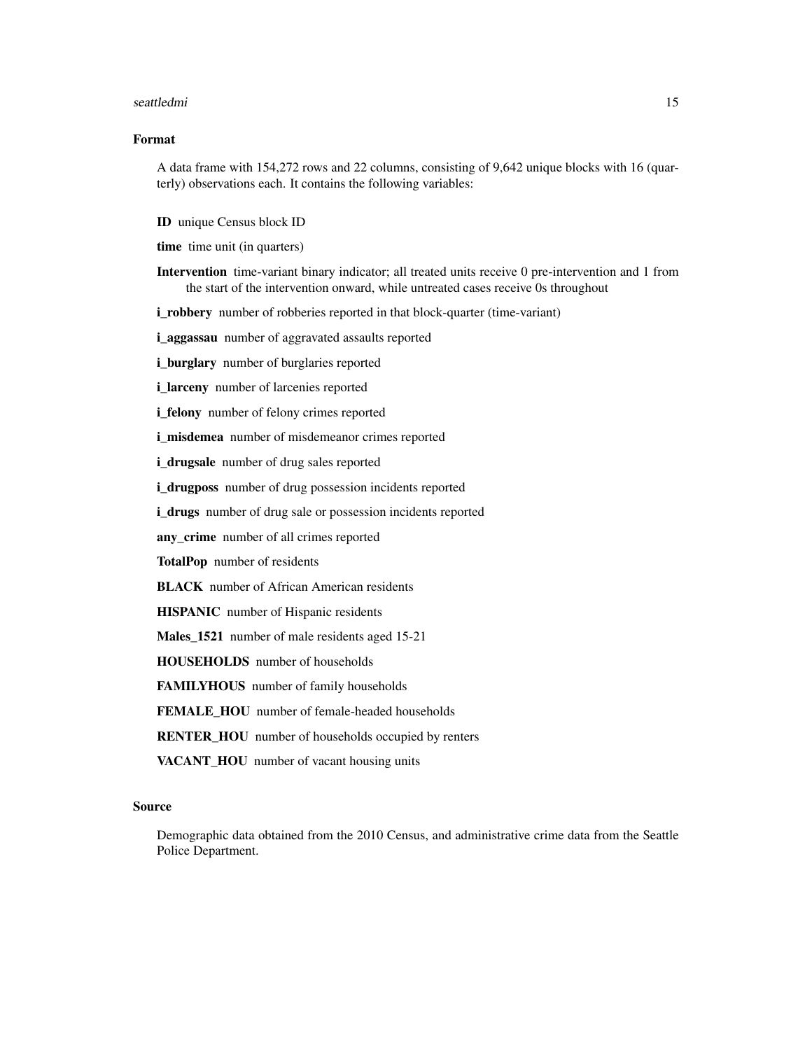### Format

A data frame with 154,272 rows and 22 columns, consisting of 9,642 unique blocks with 16 (quarterly) observations each. It contains the following variables:

**ID** unique Census block ID

**time** time unit (in quarters)

**Intervention** time-variant binary indicator; all treated units receive 0 pre-intervention and 1 from the start of the intervention onward, while untreated cases receive 0s throughout

**i_robbery** number of robberies reported in that block-quarter (time-variant)

**i_aggassau** number of aggravated assaults reported

**i_burglary** number of burglaries reported

**i_larceny** number of larcenies reported

**i_felony** number of felony crimes reported

**i_misdemea** number of misdemeanor crimes reported

**i_drugsale** number of drug sales reported

**i_drugposs** number of drug possession incidents reported

**i_drugs** number of drug sale or possession incidents reported

**any_crime** number of all crimes reported

**TotalPop** number of residents

**BLACK** number of African American residents

**HISPANIC** number of Hispanic residents

**Males_1521** number of male residents aged 15-21

**HOUSEHOLDS** number of households

**FAMILYHOUS** number of family households

**FEMALE_HOU** number of female-headed households

**RENTER_HOU** number of households occupied by renters

**VACANT_HOU** number of vacant housing units

### Source

Demographic data obtained from the 2010 Census, and administrative crime data from the Seattle Police Department.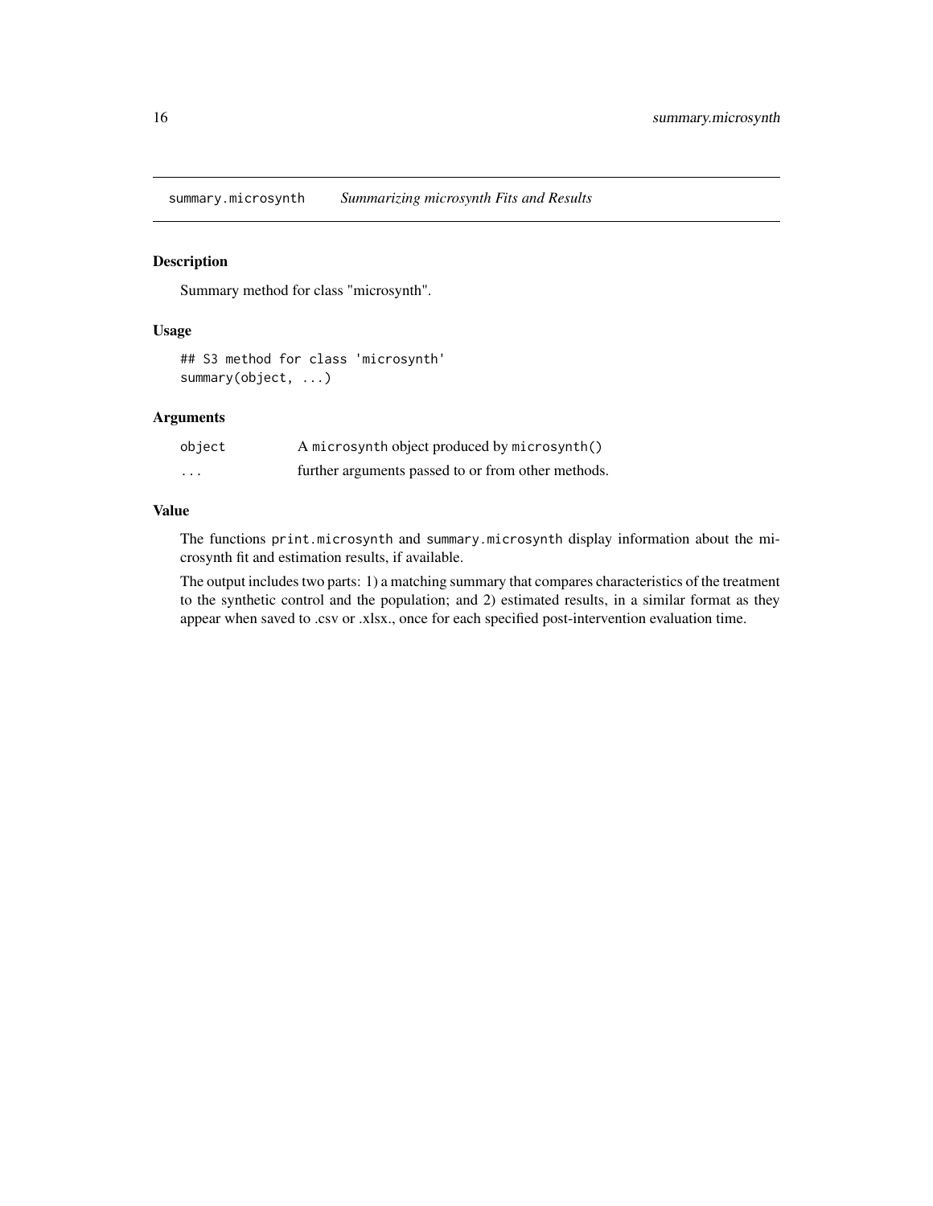## summary.microsynth *Summarizing microsynth Fits and Results*

### Description

Summary method for class "microsynth".

### Usage

```
## S3 method for class 'microsynth'
summary(object, ...)
```

### Arguments

| | |
|---|---|
| `object` | A `microsynth` object produced by `microsynth()` |
| `...` | further arguments passed to or from other methods. |

### Value

The functions `print.microsynth` and `summary.microsynth` display information about the microsynth fit and estimation results, if available.

The output includes two parts: 1) a matching summary that compares characteristics of the treatment to the synthetic control and the population; and 2) estimated results, in a similar format as they appear when saved to .csv or .xlsx., once for each specified post-intervention evaluation time.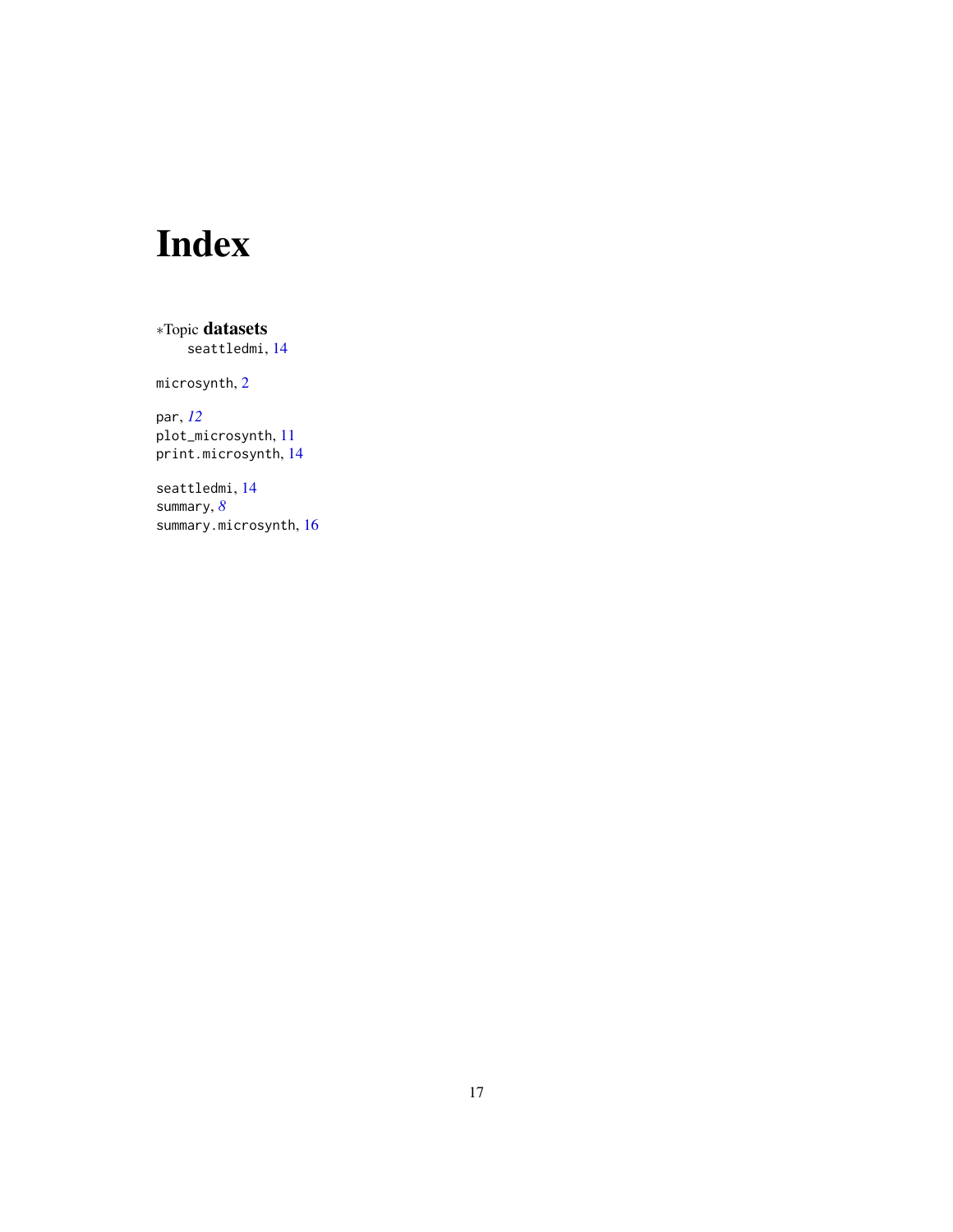# Index

∗Topic **datasets**
    seattledmi, 14

microsynth, 2

par, *12*
plot_microsynth, 11
print.microsynth, 14

seattledmi, 14
summary, *8*
summary.microsynth, 16